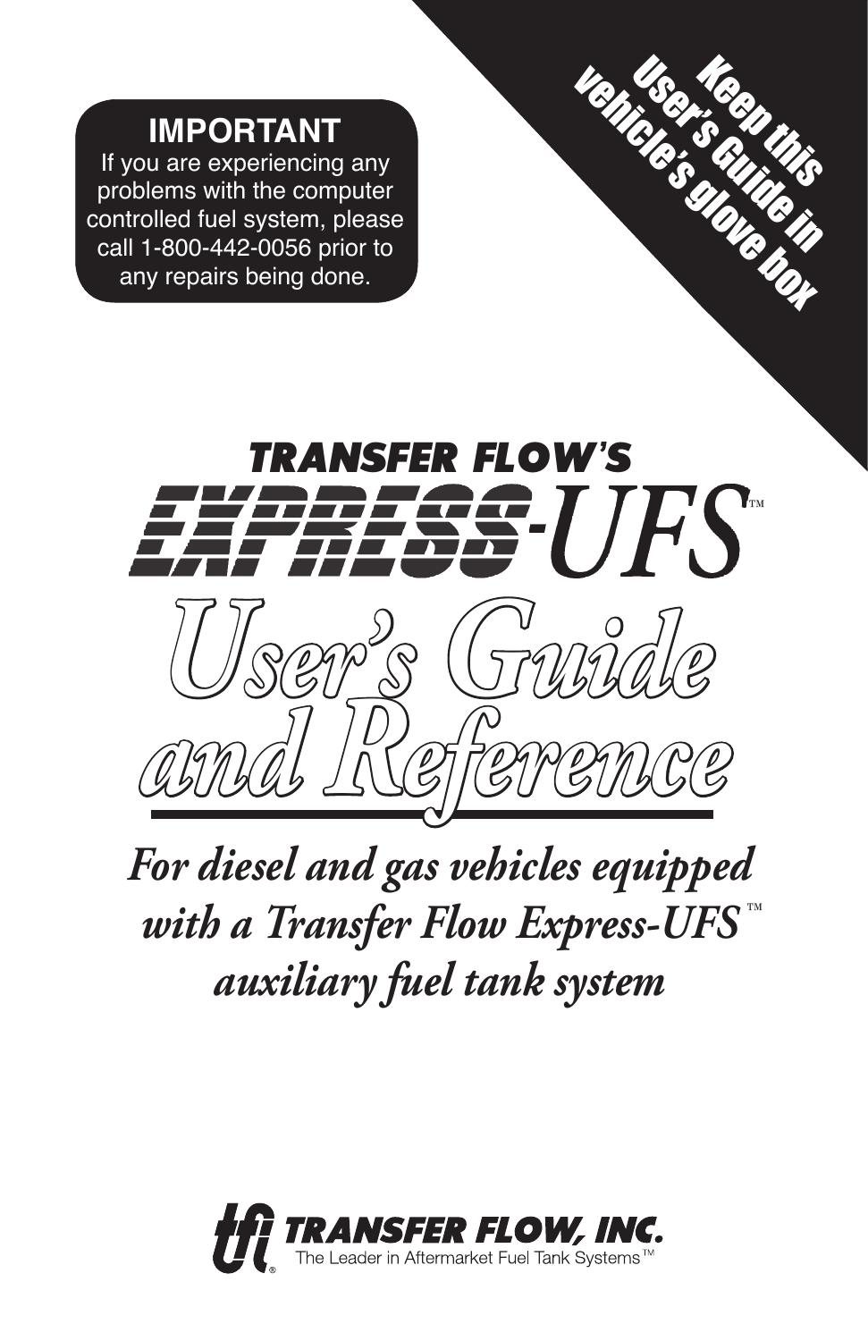**IMPORTANT**

If you are experiencing any problems with the computer controlled fuel system, please call 1-800-442-0056 prior to any repairs being done.

**Keep this User's Guide in vehicle's glove box**

# TRANSFER FLOW'S EXPRESS-UFS™

# User's Guide and Reference

***For diesel and gas vehicles equipped with a Transfer Flow Express-UFS™ auxiliary fuel tank system***

**TRANSFER FLOW, INC.**
The Leader in Aftermarket Fuel Tank Systems™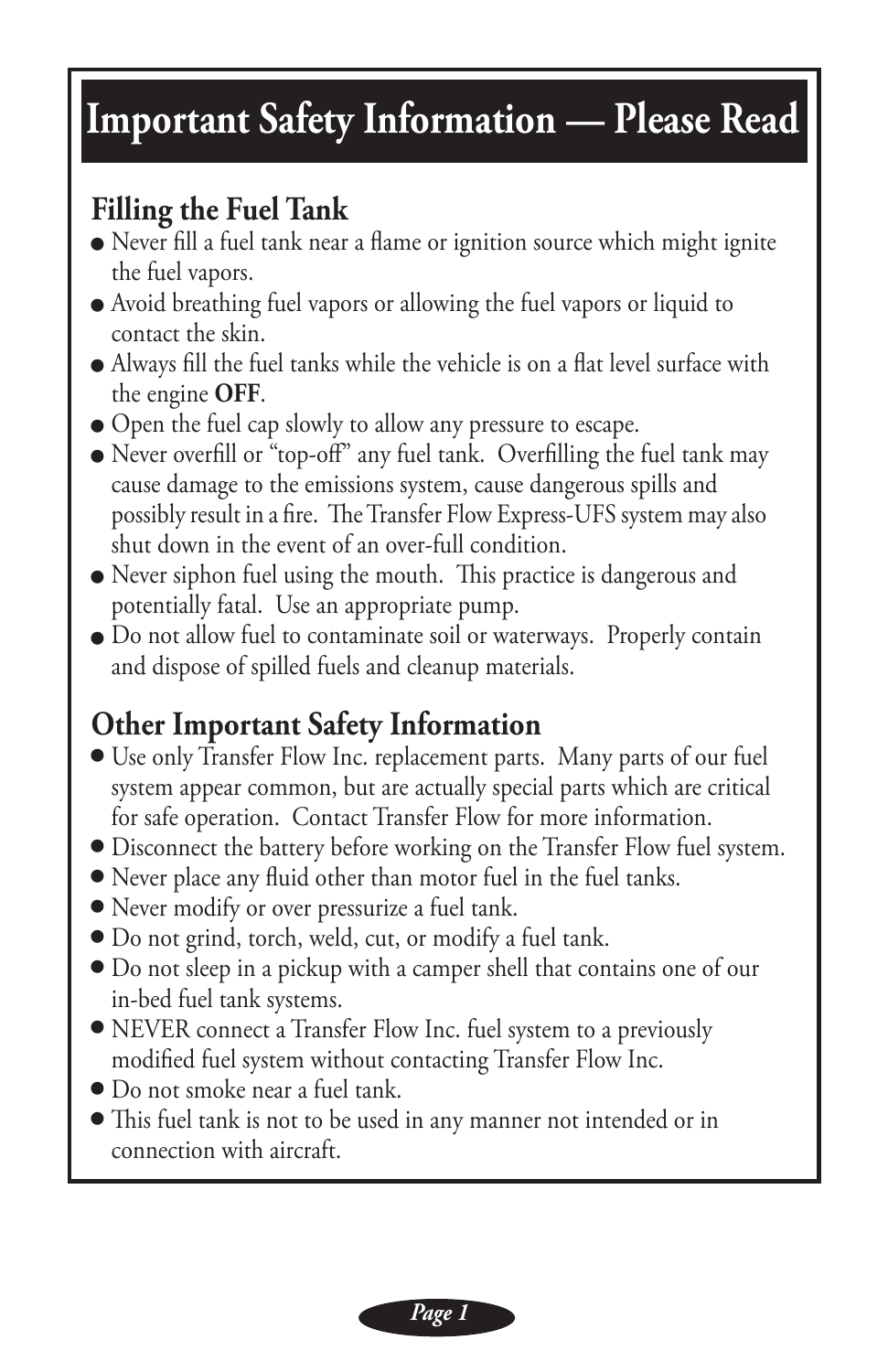# Important Safety Information — Please Read

## Filling the Fuel Tank

- Never fill a fuel tank near a flame or ignition source which might ignite the fuel vapors.
- Avoid breathing fuel vapors or allowing the fuel vapors or liquid to contact the skin.
- Always fill the fuel tanks while the vehicle is on a flat level surface with the engine **OFF**.
- Open the fuel cap slowly to allow any pressure to escape.
- Never overfill or "top-off" any fuel tank. Overfilling the fuel tank may cause damage to the emissions system, cause dangerous spills and possibly result in a fire. The Transfer Flow Express-UFS system may also shut down in the event of an over-full condition.
- Never siphon fuel using the mouth. This practice is dangerous and potentially fatal. Use an appropriate pump.
- Do not allow fuel to contaminate soil or waterways. Properly contain and dispose of spilled fuels and cleanup materials.

## Other Important Safety Information

- Use only Transfer Flow Inc. replacement parts. Many parts of our fuel system appear common, but are actually special parts which are critical for safe operation. Contact Transfer Flow for more information.
- Disconnect the battery before working on the Transfer Flow fuel system.
- Never place any fluid other than motor fuel in the fuel tanks.
- Never modify or over pressurize a fuel tank.
- Do not grind, torch, weld, cut, or modify a fuel tank.
- Do not sleep in a pickup with a camper shell that contains one of our in-bed fuel tank systems.
- NEVER connect a Transfer Flow Inc. fuel system to a previously modified fuel system without contacting Transfer Flow Inc.
- Do not smoke near a fuel tank.
- This fuel tank is not to be used in any manner not intended or in connection with aircraft.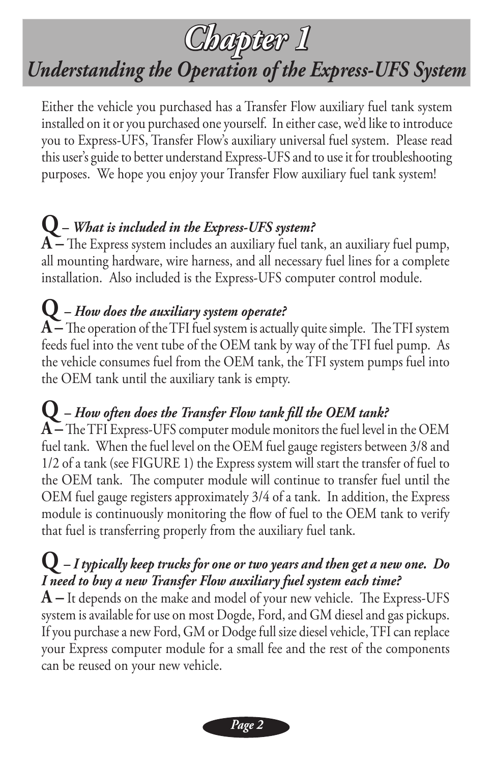# Chapter 1

## Understanding the Operation of the Express-UFS System

Either the vehicle you purchased has a Transfer Flow auxiliary fuel tank system installed on it or you purchased one yourself. In either case, we'd like to introduce you to Express-UFS, Transfer Flow's auxiliary universal fuel system. Please read this user's guide to better understand Express-UFS and to use it for troubleshooting purposes. We hope you enjoy your Transfer Flow auxiliary fuel tank system!

**Q** – ***What is included in the Express-UFS system?***
**A –** The Express system includes an auxiliary fuel tank, an auxiliary fuel pump, all mounting hardware, wire harness, and all necessary fuel lines for a complete installation. Also included is the Express-UFS computer control module.

**Q** – ***How does the auxiliary system operate?***
**A –** The operation of the TFI fuel system is actually quite simple. The TFI system feeds fuel into the vent tube of the OEM tank by way of the TFI fuel pump. As the vehicle consumes fuel from the OEM tank, the TFI system pumps fuel into the OEM tank until the auxiliary tank is empty.

**Q** – ***How often does the Transfer Flow tank fill the OEM tank?***
**A –** The TFI Express-UFS computer module monitors the fuel level in the OEM fuel tank. When the fuel level on the OEM fuel gauge registers between 3/8 and 1/2 of a tank (see FIGURE 1) the Express system will start the transfer of fuel to the OEM tank. The computer module will continue to transfer fuel until the OEM fuel gauge registers approximately 3/4 of a tank. In addition, the Express module is continuously monitoring the flow of fuel to the OEM tank to verify that fuel is transferring properly from the auxiliary fuel tank.

**Q** – ***I typically keep trucks for one or two years and then get a new one. Do I need to buy a new Transfer Flow auxiliary fuel system each time?***
**A –** It depends on the make and model of your new vehicle. The Express-UFS system is available for use on most Dogde, Ford, and GM diesel and gas pickups. If you purchase a new Ford, GM or Dodge full size diesel vehicle, TFI can replace your Express computer module for a small fee and the rest of the components can be reused on your new vehicle.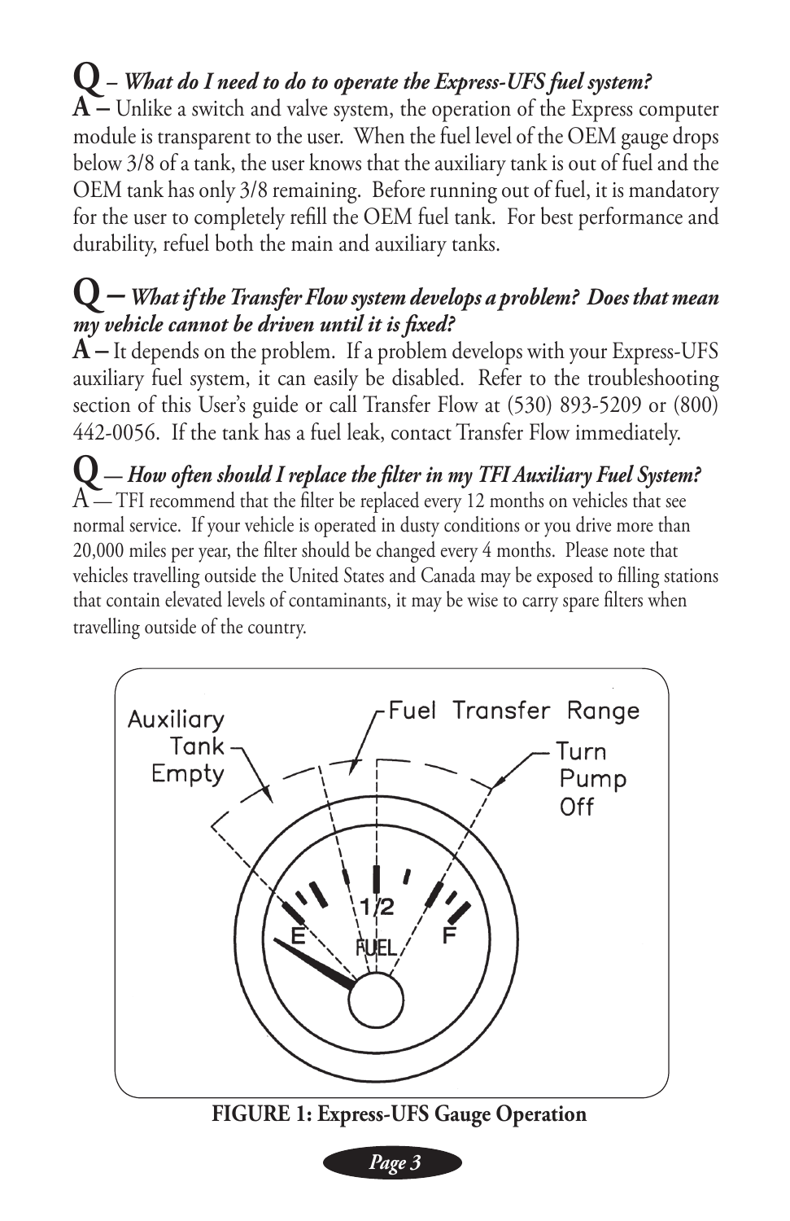**Q** – ***What do I need to do to operate the Express-UFS fuel system?***
**A** – Unlike a switch and valve system, the operation of the Express computer module is transparent to the user. When the fuel level of the OEM gauge drops below 3/8 of a tank, the user knows that the auxiliary tank is out of fuel and the OEM tank has only 3/8 remaining. Before running out of fuel, it is mandatory for the user to completely refill the OEM fuel tank. For best performance and durability, refuel both the main and auxiliary tanks.

**Q** – ***What if the Transfer Flow system develops a problem? Does that mean my vehicle cannot be driven until it is fixed?***
**A** – It depends on the problem. If a problem develops with your Express-UFS auxiliary fuel system, it can easily be disabled. Refer to the troubleshooting section of this User's guide or call Transfer Flow at (530) 893-5209 or (800) 442-0056. If the tank has a fuel leak, contact Transfer Flow immediately.

**Q** — ***How often should I replace the filter in my TFI Auxiliary Fuel System?***
A — TFI recommend that the filter be replaced every 12 months on vehicles that see normal service. If your vehicle is operated in dusty conditions or you drive more than 20,000 miles per year, the filter should be changed every 4 months. Please note that vehicles travelling outside the United States and Canada may be exposed to filling stations that contain elevated levels of contaminants, it may be wise to carry spare filters when travelling outside of the country.

Auxiliary Tank Empty — Fuel Transfer Range — Turn Pump Off

E — 1/2 — FUEL — F

**FIGURE 1: Express-UFS Gauge Operation**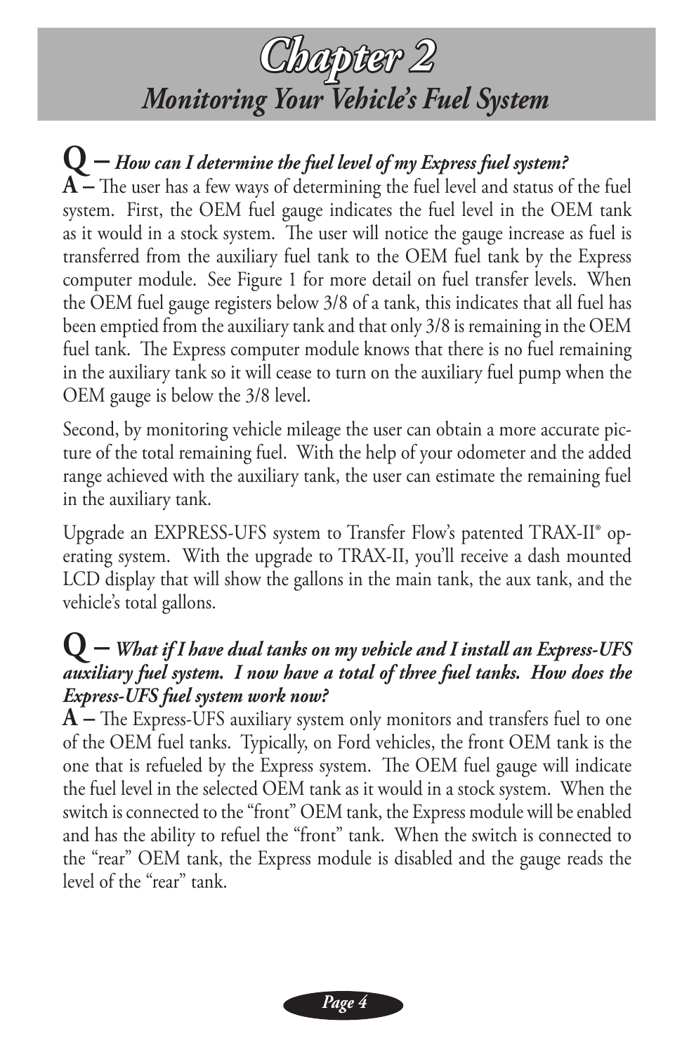# Chapter 2

## *Monitoring Your Vehicle's Fuel System*

**Q –** ***How can I determine the fuel level of my Express fuel system?***

**A –** The user has a few ways of determining the fuel level and status of the fuel system. First, the OEM fuel gauge indicates the fuel level in the OEM tank as it would in a stock system. The user will notice the gauge increase as fuel is transferred from the auxiliary fuel tank to the OEM fuel tank by the Express computer module. See Figure 1 for more detail on fuel transfer levels. When the OEM fuel gauge registers below 3/8 of a tank, this indicates that all fuel has been emptied from the auxiliary tank and that only 3/8 is remaining in the OEM fuel tank. The Express computer module knows that there is no fuel remaining in the auxiliary tank so it will cease to turn on the auxiliary fuel pump when the OEM gauge is below the 3/8 level.

Second, by monitoring vehicle mileage the user can obtain a more accurate picture of the total remaining fuel. With the help of your odometer and the added range achieved with the auxiliary tank, the user can estimate the remaining fuel in the auxiliary tank.

Upgrade an EXPRESS-UFS system to Transfer Flow's patented TRAX-II® operating system. With the upgrade to TRAX-II, you'll receive a dash mounted LCD display that will show the gallons in the main tank, the aux tank, and the vehicle's total gallons.

**Q –** ***What if I have dual tanks on my vehicle and I install an Express-UFS auxiliary fuel system. I now have a total of three fuel tanks. How does the Express-UFS fuel system work now?***

**A –** The Express-UFS auxiliary system only monitors and transfers fuel to one of the OEM fuel tanks. Typically, on Ford vehicles, the front OEM tank is the one that is refueled by the Express system. The OEM fuel gauge will indicate the fuel level in the selected OEM tank as it would in a stock system. When the switch is connected to the "front" OEM tank, the Express module will be enabled and has the ability to refuel the "front" tank. When the switch is connected to the "rear" OEM tank, the Express module is disabled and the gauge reads the level of the "rear" tank.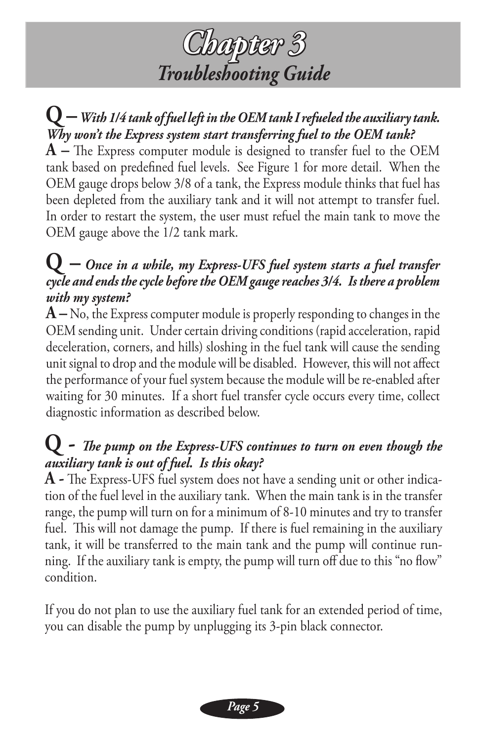# Chapter 3

## *Troubleshooting Guide*

**Q –** ***With 1/4 tank of fuel left in the OEM tank I refueled the auxiliary tank. Why won't the Express system start transferring fuel to the OEM tank?***

**A –** The Express computer module is designed to transfer fuel to the OEM tank based on predefined fuel levels. See Figure 1 for more detail. When the OEM gauge drops below 3/8 of a tank, the Express module thinks that fuel has been depleted from the auxiliary tank and it will not attempt to transfer fuel. In order to restart the system, the user must refuel the main tank to move the OEM gauge above the 1/2 tank mark.

**Q –** ***Once in a while, my Express-UFS fuel system starts a fuel transfer cycle and ends the cycle before the OEM gauge reaches 3/4. Is there a problem with my system?***

**A –** No, the Express computer module is properly responding to changes in the OEM sending unit. Under certain driving conditions (rapid acceleration, rapid deceleration, corners, and hills) sloshing in the fuel tank will cause the sending unit signal to drop and the module will be disabled. However, this will not affect the performance of your fuel system because the module will be re-enabled after waiting for 30 minutes. If a short fuel transfer cycle occurs every time, collect diagnostic information as described below.

**Q -** ***The pump on the Express-UFS continues to turn on even though the auxiliary tank is out of fuel. Is this okay?***

**A -** The Express-UFS fuel system does not have a sending unit or other indication of the fuel level in the auxiliary tank. When the main tank is in the transfer range, the pump will turn on for a minimum of 8-10 minutes and try to transfer fuel. This will not damage the pump. If there is fuel remaining in the auxiliary tank, it will be transferred to the main tank and the pump will continue running. If the auxiliary tank is empty, the pump will turn off due to this "no flow" condition.

If you do not plan to use the auxiliary fuel tank for an extended period of time, you can disable the pump by unplugging its 3-pin black connector.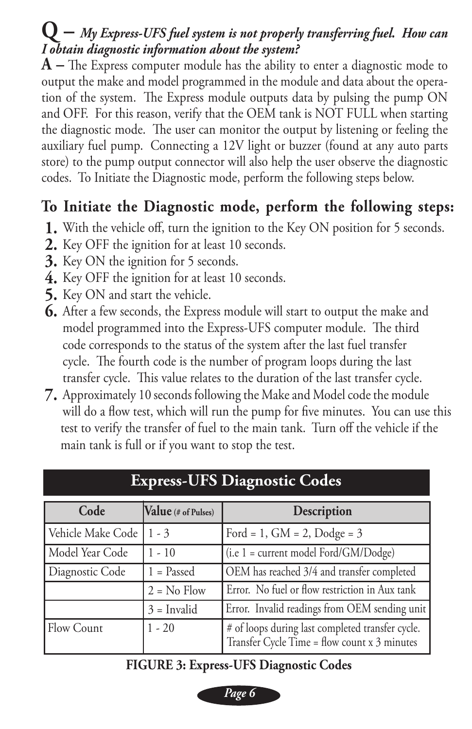**Q –** ***My Express-UFS fuel system is not properly transferring fuel. How can I obtain diagnostic information about the system?***

**A –** The Express computer module has the ability to enter a diagnostic mode to output the make and model programmed in the module and data about the operation of the system. The Express module outputs data by pulsing the pump ON and OFF. For this reason, verify that the OEM tank is NOT FULL when starting the diagnostic mode. The user can monitor the output by listening or feeling the auxiliary fuel pump. Connecting a 12V light or buzzer (found at any auto parts store) to the pump output connector will also help the user observe the diagnostic codes. To Initiate the Diagnostic mode, perform the following steps below.

## To Initiate the Diagnostic mode, perform the following steps:

1. With the vehicle off, turn the ignition to the Key ON position for 5 seconds.
2. Key OFF the ignition for at least 10 seconds.
3. Key ON the ignition for 5 seconds.
4. Key OFF the ignition for at least 10 seconds.
5. Key ON and start the vehicle.
6. After a few seconds, the Express module will start to output the make and model programmed into the Express-UFS computer module. The third code corresponds to the status of the system after the last fuel transfer cycle. The fourth code is the number of program loops during the last transfer cycle. This value relates to the duration of the last transfer cycle.
7. Approximately 10 seconds following the Make and Model code the module will do a flow test, which will run the pump for five minutes. You can use this test to verify the transfer of fuel to the main tank. Turn off the vehicle if the main tank is full or if you want to stop the test.

### Express-UFS Diagnostic Codes

| Code | Value (# of Pulses) | Description |
|---|---|---|
| Vehicle Make Code | 1 - 3 | Ford = 1, GM = 2, Dodge = 3 |
| Model Year Code | 1 - 10 | (i.e 1 = current model Ford/GM/Dodge) |
| Diagnostic Code | 1 = Passed | OEM has reached 3/4 and transfer completed |
| | 2 = No Flow | Error. No fuel or flow restriction in Aux tank |
| | 3 = Invalid | Error. Invalid readings from OEM sending unit |
| Flow Count | 1 - 20 | # of loops during last completed transfer cycle. Transfer Cycle Time = flow count x 3 minutes |

**FIGURE 3: Express-UFS Diagnostic Codes**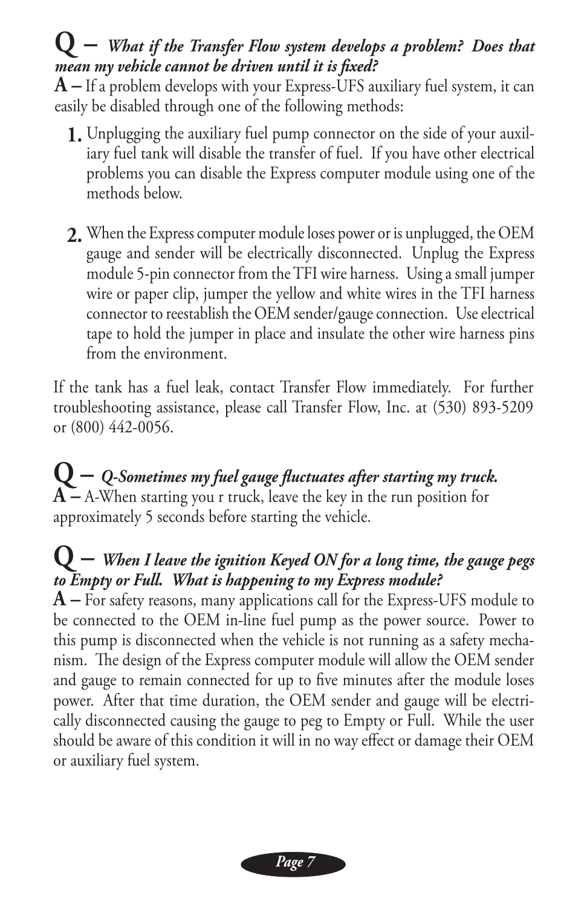**Q –** ***What if the Transfer Flow system develops a problem? Does that mean my vehicle cannot be driven until it is fixed?***

**A –** If a problem develops with your Express-UFS auxiliary fuel system, it can easily be disabled through one of the following methods:

1. Unplugging the auxiliary fuel pump connector on the side of your auxiliary fuel tank will disable the transfer of fuel. If you have other electrical problems you can disable the Express computer module using one of the methods below.

2. When the Express computer module loses power or is unplugged, the OEM gauge and sender will be electrically disconnected. Unplug the Express module 5-pin connector from the TFI wire harness. Using a small jumper wire or paper clip, jumper the yellow and white wires in the TFI harness connector to reestablish the OEM sender/gauge connection. Use electrical tape to hold the jumper in place and insulate the other wire harness pins from the environment.

If the tank has a fuel leak, contact Transfer Flow immediately. For further troubleshooting assistance, please call Transfer Flow, Inc. at (530) 893-5209 or (800) 442-0056.

**Q –** ***Q-Sometimes my fuel gauge fluctuates after starting my truck.***

**A –** A-When starting you r truck, leave the key in the run position for approximately 5 seconds before starting the vehicle.

**Q –** ***When I leave the ignition Keyed ON for a long time, the gauge pegs to Empty or Full. What is happening to my Express module?***

**A –** For safety reasons, many applications call for the Express-UFS module to be connected to the OEM in-line fuel pump as the power source. Power to this pump is disconnected when the vehicle is not running as a safety mechanism. The design of the Express computer module will allow the OEM sender and gauge to remain connected for up to five minutes after the module loses power. After that time duration, the OEM sender and gauge will be electrically disconnected causing the gauge to peg to Empty or Full. While the user should be aware of this condition it will in no way effect or damage their OEM or auxiliary fuel system.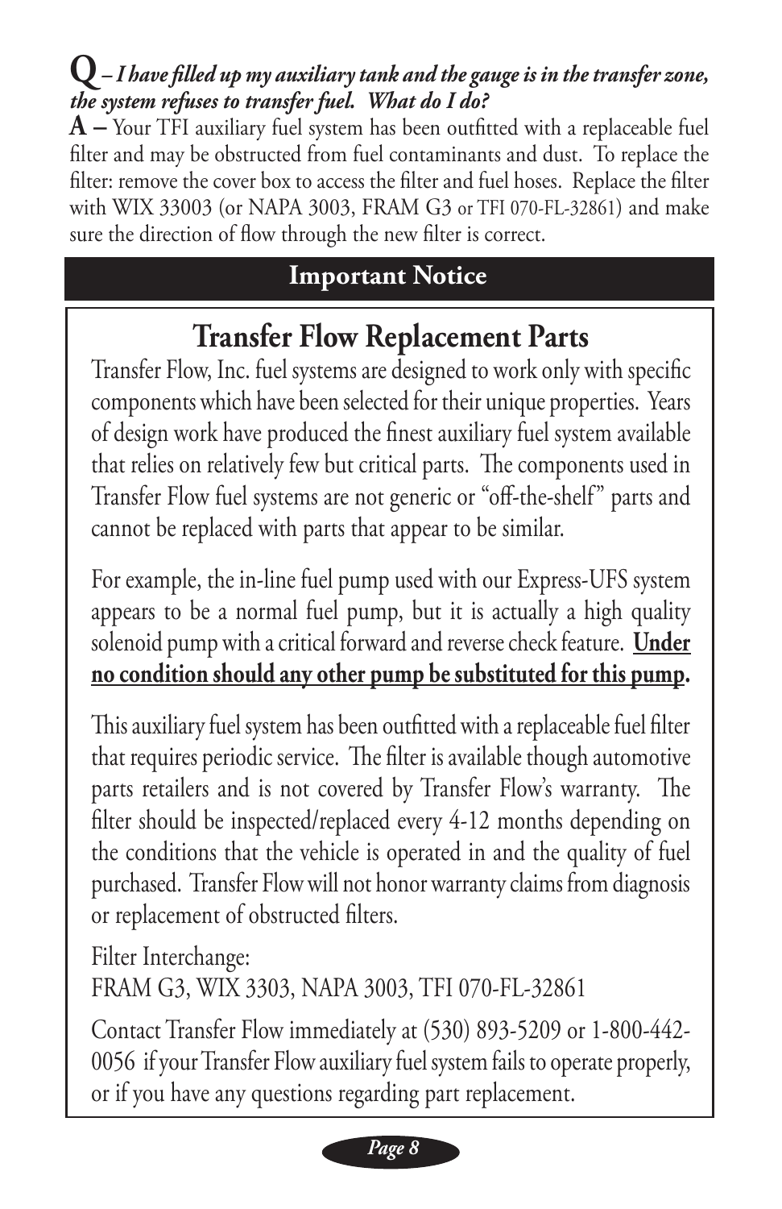**Q** *– I have filled up my auxiliary tank and the gauge is in the transfer zone, the system refuses to transfer fuel. What do I do?*

**A –** Your TFI auxiliary fuel system has been outfitted with a replaceable fuel filter and may be obstructed from fuel contaminants and dust. To replace the filter: remove the cover box to access the filter and fuel hoses. Replace the filter with WIX 33003 (or NAPA 3003, FRAM G3 or TFI 070-FL-32861) and make sure the direction of flow through the new filter is correct.

## Important Notice

## Transfer Flow Replacement Parts

Transfer Flow, Inc. fuel systems are designed to work only with specific components which have been selected for their unique properties. Years of design work have produced the finest auxiliary fuel system available that relies on relatively few but critical parts. The components used in Transfer Flow fuel systems are not generic or "off-the-shelf" parts and cannot be replaced with parts that appear to be similar.

For example, the in-line fuel pump used with our Express-UFS system appears to be a normal fuel pump, but it is actually a high quality solenoid pump with a critical forward and reverse check feature. **Under no condition should any other pump be substituted for this pump.**

This auxiliary fuel system has been outfitted with a replaceable fuel filter that requires periodic service. The filter is available though automotive parts retailers and is not covered by Transfer Flow's warranty. The filter should be inspected/replaced every 4-12 months depending on the conditions that the vehicle is operated in and the quality of fuel purchased. Transfer Flow will not honor warranty claims from diagnosis or replacement of obstructed filters.

Filter Interchange:
FRAM G3, WIX 3303, NAPA 3003, TFI 070-FL-32861

Contact Transfer Flow immediately at (530) 893-5209 or 1-800-442-0056 if your Transfer Flow auxiliary fuel system fails to operate properly, or if you have any questions regarding part replacement.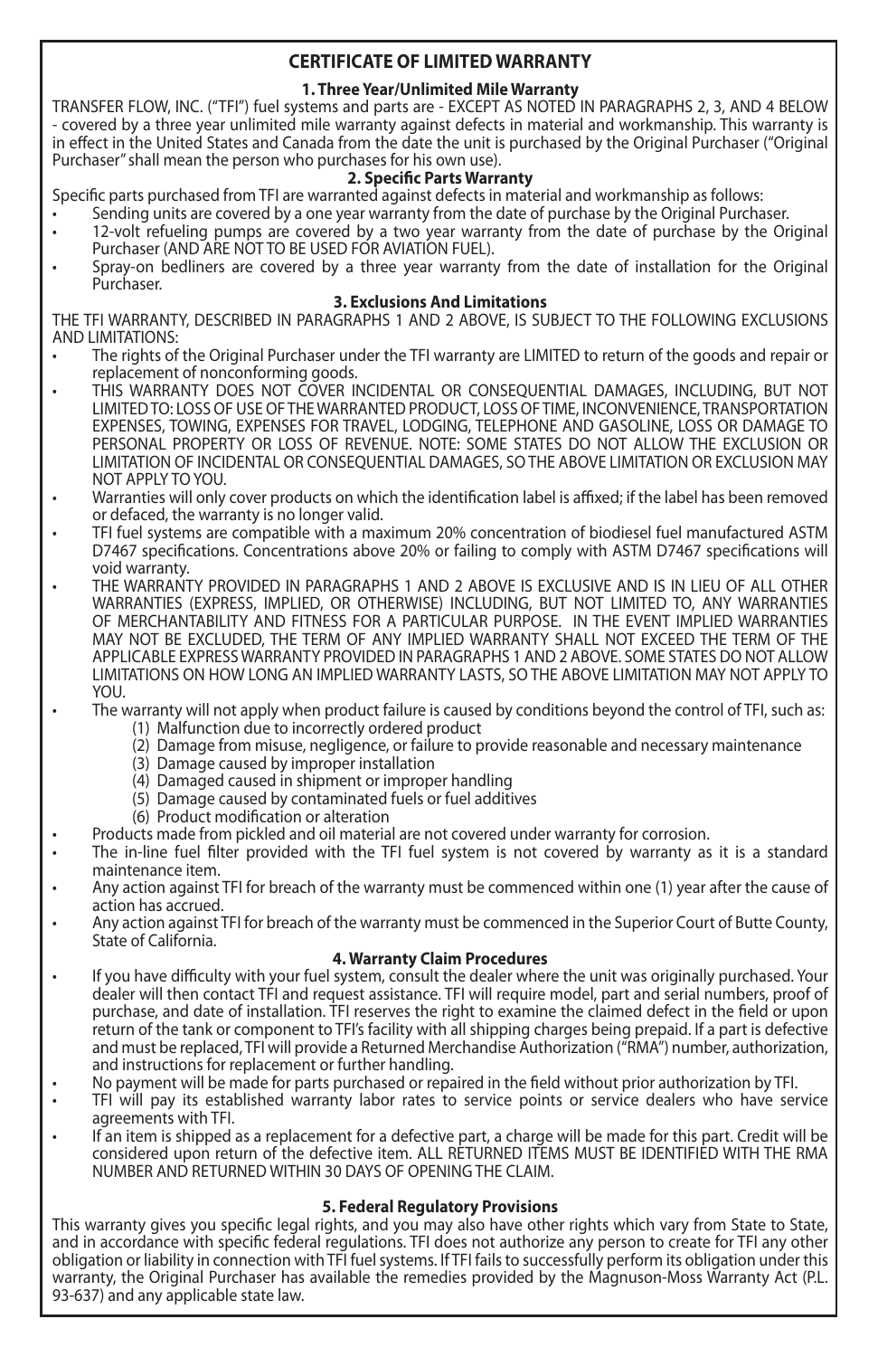# CERTIFICATE OF LIMITED WARRANTY

### 1. Three Year/Unlimited Mile Warranty

TRANSFER FLOW, INC. ("TFI") fuel systems and parts are - EXCEPT AS NOTED IN PARAGRAPHS 2, 3, AND 4 BELOW - covered by a three year unlimited mile warranty against defects in material and workmanship. This warranty is in effect in the United States and Canada from the date the unit is purchased by the Original Purchaser ("Original Purchaser" shall mean the person who purchases for his own use).

### 2. Specific Parts Warranty

Specific parts purchased from TFI are warranted against defects in material and workmanship as follows:

- Sending units are covered by a one year warranty from the date of purchase by the Original Purchaser.
- 12-volt refueling pumps are covered by a two year warranty from the date of purchase by the Original Purchaser (AND ARE NOT TO BE USED FOR AVIATION FUEL).
- Spray-on bedliners are covered by a three year warranty from the date of installation for the Original Purchaser.

### 3. Exclusions And Limitations

THE TFI WARRANTY, DESCRIBED IN PARAGRAPHS 1 AND 2 ABOVE, IS SUBJECT TO THE FOLLOWING EXCLUSIONS AND LIMITATIONS:

- The rights of the Original Purchaser under the TFI warranty are LIMITED to return of the goods and repair or replacement of nonconforming goods.
- THIS WARRANTY DOES NOT COVER INCIDENTAL OR CONSEQUENTIAL DAMAGES, INCLUDING, BUT NOT LIMITED TO: LOSS OF USE OF THE WARRANTED PRODUCT, LOSS OF TIME, INCONVENIENCE, TRANSPORTATION EXPENSES, TOWING, EXPENSES FOR TRAVEL, LODGING, TELEPHONE AND GASOLINE, LOSS OR DAMAGE TO PERSONAL PROPERTY OR LOSS OF REVENUE. NOTE: SOME STATES DO NOT ALLOW THE EXCLUSION OR LIMITATION OF INCIDENTAL OR CONSEQUENTIAL DAMAGES, SO THE ABOVE LIMITATION OR EXCLUSION MAY NOT APPLY TO YOU.
- Warranties will only cover products on which the identification label is affixed; if the label has been removed or defaced, the warranty is no longer valid.
- TFI fuel systems are compatible with a maximum 20% concentration of biodiesel fuel manufactured ASTM D7467 specifications. Concentrations above 20% or failing to comply with ASTM D7467 specifications will void warranty.
- THE WARRANTY PROVIDED IN PARAGRAPHS 1 AND 2 ABOVE IS EXCLUSIVE AND IS IN LIEU OF ALL OTHER WARRANTIES (EXPRESS, IMPLIED, OR OTHERWISE) INCLUDING, BUT NOT LIMITED TO, ANY WARRANTIES OF MERCHANTABILITY AND FITNESS FOR A PARTICULAR PURPOSE. IN THE EVENT IMPLIED WARRANTIES MAY NOT BE EXCLUDED, THE TERM OF ANY IMPLIED WARRANTY SHALL NOT EXCEED THE TERM OF THE APPLICABLE EXPRESS WARRANTY PROVIDED IN PARAGRAPHS 1 AND 2 ABOVE. SOME STATES DO NOT ALLOW LIMITATIONS ON HOW LONG AN IMPLIED WARRANTY LASTS, SO THE ABOVE LIMITATION MAY NOT APPLY TO YOU.
- The warranty will not apply when product failure is caused by conditions beyond the control of TFI, such as:
  1. (1) Malfunction due to incorrectly ordered product
  2. (2) Damage from misuse, negligence, or failure to provide reasonable and necessary maintenance
  3. (3) Damage caused by improper installation
  4. (4) Damaged caused in shipment or improper handling
  5. (5) Damage caused by contaminated fuels or fuel additives
  6. (6) Product modification or alteration
- Products made from pickled and oil material are not covered under warranty for corrosion.
- The in-line fuel filter provided with the TFI fuel system is not covered by warranty as it is a standard maintenance item.
- Any action against TFI for breach of the warranty must be commenced within one (1) year after the cause of action has accrued.
- Any action against TFI for breach of the warranty must be commenced in the Superior Court of Butte County, State of California.

### 4. Warranty Claim Procedures

- If you have difficulty with your fuel system, consult the dealer where the unit was originally purchased. Your dealer will then contact TFI and request assistance. TFI will require model, part and serial numbers, proof of purchase, and date of installation. TFI reserves the right to examine the claimed defect in the field or upon return of the tank or component to TFI's facility with all shipping charges being prepaid. If a part is defective and must be replaced, TFI will provide a Returned Merchandise Authorization ("RMA") number, authorization, and instructions for replacement or further handling.
- No payment will be made for parts purchased or repaired in the field without prior authorization by TFI.
- TFI will pay its established warranty labor rates to service points or service dealers who have service agreements with TFI.
- If an item is shipped as a replacement for a defective part, a charge will be made for this part. Credit will be considered upon return of the defective item. ALL RETURNED ITEMS MUST BE IDENTIFIED WITH THE RMA NUMBER AND RETURNED WITHIN 30 DAYS OF OPENING THE CLAIM.

### 5. Federal Regulatory Provisions

This warranty gives you specific legal rights, and you may also have other rights which vary from State to State, and in accordance with specific federal regulations. TFI does not authorize any person to create for TFI any other obligation or liability in connection with TFI fuel systems. If TFI fails to successfully perform its obligation under this warranty, the Original Purchaser has available the remedies provided by the Magnuson-Moss Warranty Act (P.L. 93-637) and any applicable state law.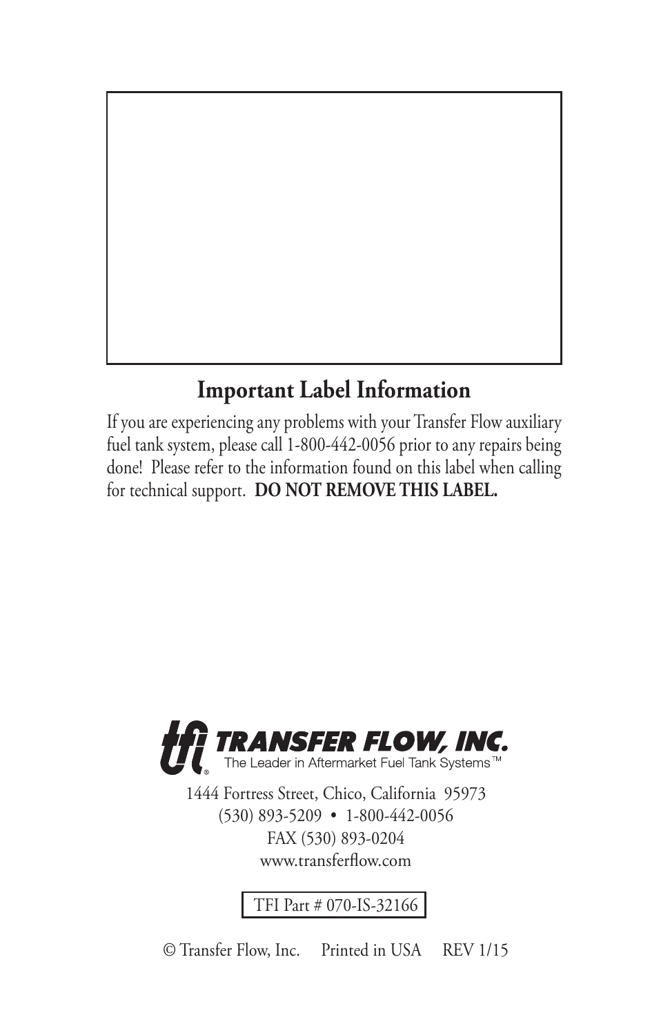## Important Label Information

If you are experiencing any problems with your Transfer Flow auxiliary fuel tank system, please call 1-800-442-0056 prior to any repairs being done! Please refer to the information found on this label when calling for technical support. **DO NOT REMOVE THIS LABEL.**

**TRANSFER FLOW, INC.**
The Leader in Aftermarket Fuel Tank Systems™

1444 Fortress Street, Chico, California 95973
(530) 893-5209 • 1-800-442-0056
FAX (530) 893-0204
www.transferflow.com

TFI Part # 070-IS-32166

© Transfer Flow, Inc. Printed in USA REV 1/15